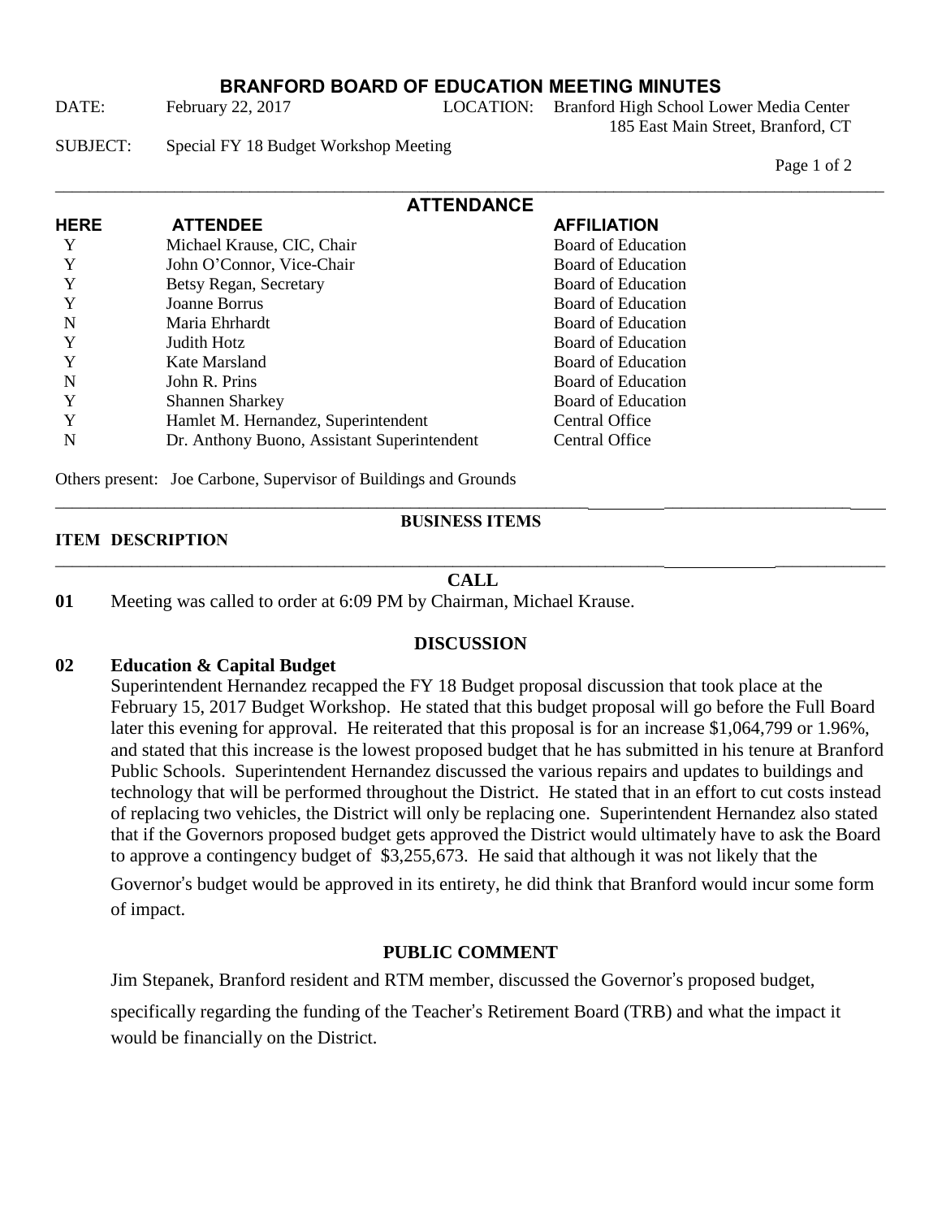# BRANFORD BOARD OF EDUCATION MEETING MINUTES

DATE: February 22, 2017 LOCATION: Branford High School Lower Media Center
185 East Main Street, Branford, CT

SUBJECT: Special FY 18 Budget Workshop Meeting

## ATTENDANCE

| HERE | ATTENDEE | AFFILIATION |
|---|---|---|
| Y | Michael Krause, CIC, Chair | Board of Education |
| Y | John O'Connor, Vice-Chair | Board of Education |
| Y | Betsy Regan, Secretary | Board of Education |
| Y | Joanne Borrus | Board of Education |
| N | Maria Ehrhardt | Board of Education |
| Y | Judith Hotz | Board of Education |
| Y | Kate Marsland | Board of Education |
| N | John R. Prins | Board of Education |
| Y | Shannen Sharkey | Board of Education |
| Y | Hamlet M. Hernandez, Superintendent | Central Office |
| N | Dr. Anthony Buono, Assistant Superintendent | Central Office |

Others present: Joe Carbone, Supervisor of Buildings and Grounds

## BUSINESS ITEMS

**ITEM DESCRIPTION**

### CALL

**01** Meeting was called to order at 6:09 PM by Chairman, Michael Krause.

### DISCUSSION

**02 Education & Capital Budget**

Superintendent Hernandez recapped the FY 18 Budget proposal discussion that took place at the February 15, 2017 Budget Workshop. He stated that this budget proposal will go before the Full Board later this evening for approval. He reiterated that this proposal is for an increase $1,064,799 or 1.96%, and stated that this increase is the lowest proposed budget that he has submitted in his tenure at Branford Public Schools. Superintendent Hernandez discussed the various repairs and updates to buildings and technology that will be performed throughout the District. He stated that in an effort to cut costs instead of replacing two vehicles, the District will only be replacing one. Superintendent Hernandez also stated that if the Governors proposed budget gets approved the District would ultimately have to ask the Board to approve a contingency budget of $3,255,673. He said that although it was not likely that the Governor's budget would be approved in its entirety, he did think that Branford would incur some form of impact.

### PUBLIC COMMENT

Jim Stepanek, Branford resident and RTM member, discussed the Governor's proposed budget, specifically regarding the funding of the Teacher's Retirement Board (TRB) and what the impact it would be financially on the District.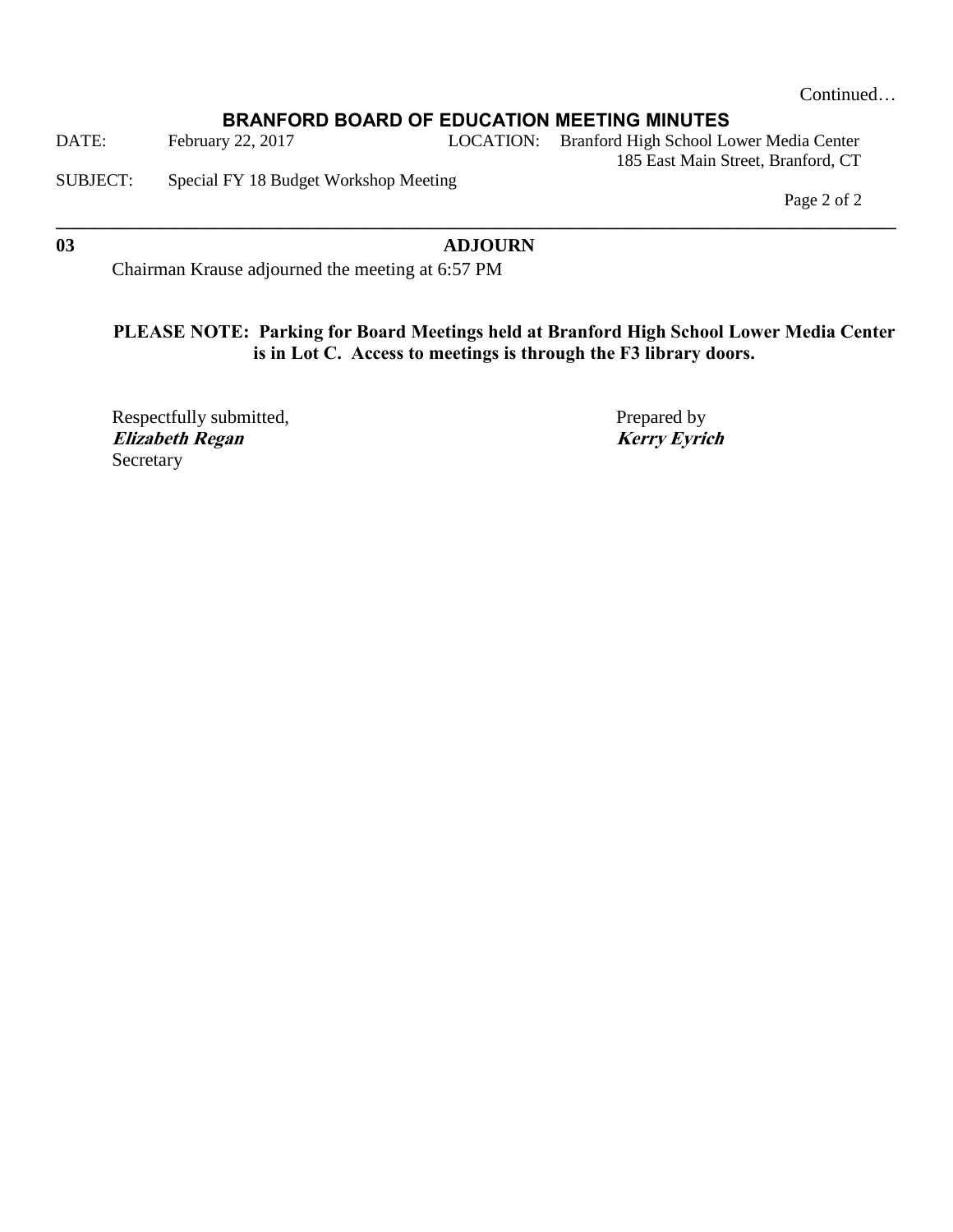Continued…

**BRANFORD BOARD OF EDUCATION MEETING MINUTES**

DATE: February 22, 2017 LOCATION: Branford High School Lower Media Center 185 East Main Street, Branford, CT

SUBJECT: Special FY 18 Budget Workshop Meeting

---

## 03 ADJOURN

Chairman Krause adjourned the meeting at 6:57 PM

**PLEASE NOTE: Parking for Board Meetings held at Branford High School Lower Media Center is in Lot C. Access to meetings is through the F3 library doors.**

Respectfully submitted,
***Elizabeth Regan***
Secretary

Prepared by
***Kerry Eyrich***